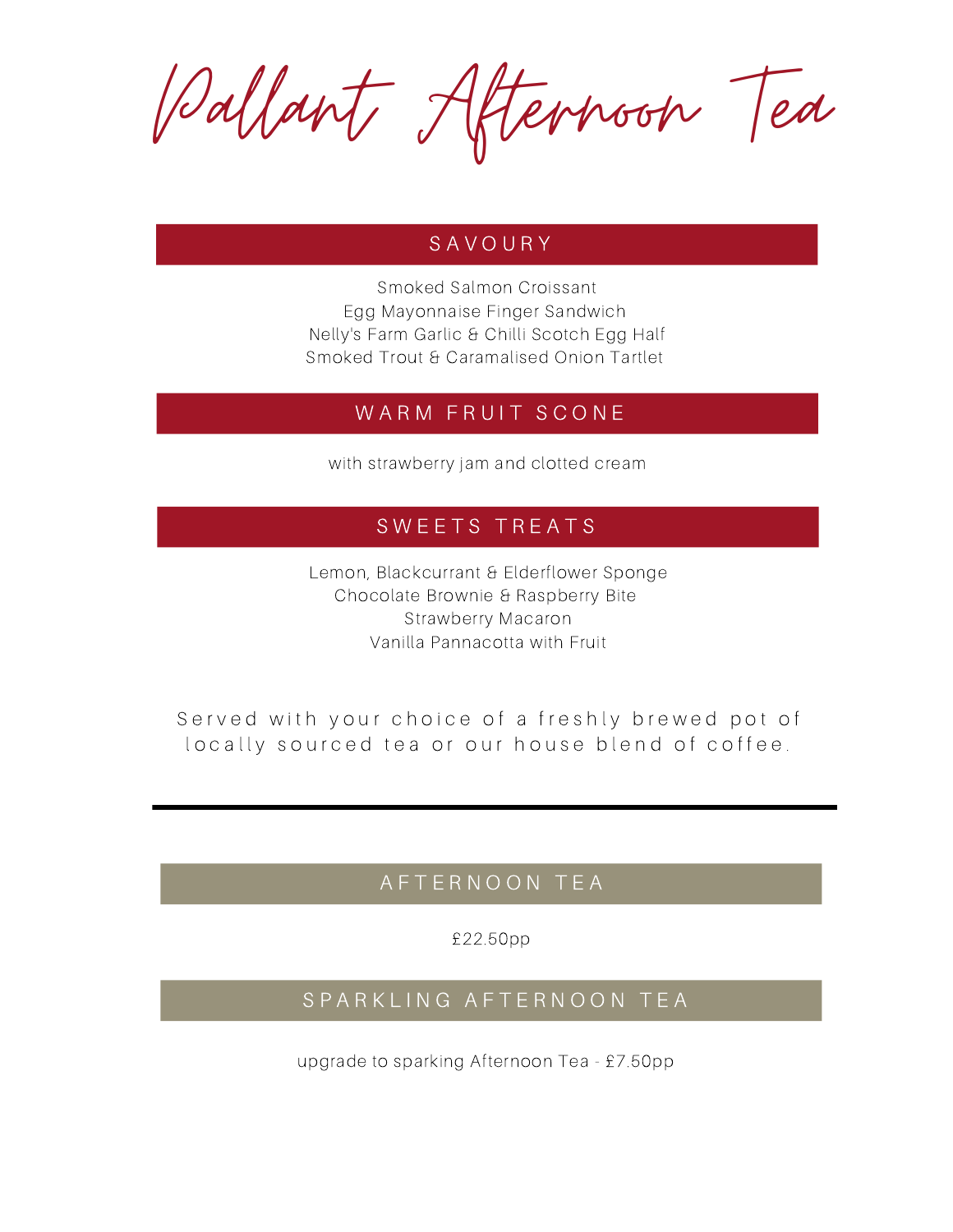# Pallant Afternoon Tea

## SAVOURY

Smoked Salmon Croissant
Egg Mayonnaise Finger Sandwich
Nelly's Farm Garlic & Chilli Scotch Egg Half
Smoked Trout & Caramalised Onion Tartlet

## WARM FRUIT SCONE

with strawberry jam and clotted cream

## SWEETS TREATS

Lemon, Blackcurrant & Elderflower Sponge
Chocolate Brownie & Raspberry Bite
Strawberry Macaron
Vanilla Pannacotta with Fruit

Served with your choice of a freshly brewed pot of locally sourced tea or our house blend of coffee.

---

## AFTERNOON TEA

£22.50pp

## SPARKLING AFTERNOON TEA

upgrade to sparking Afternoon Tea - £7.50pp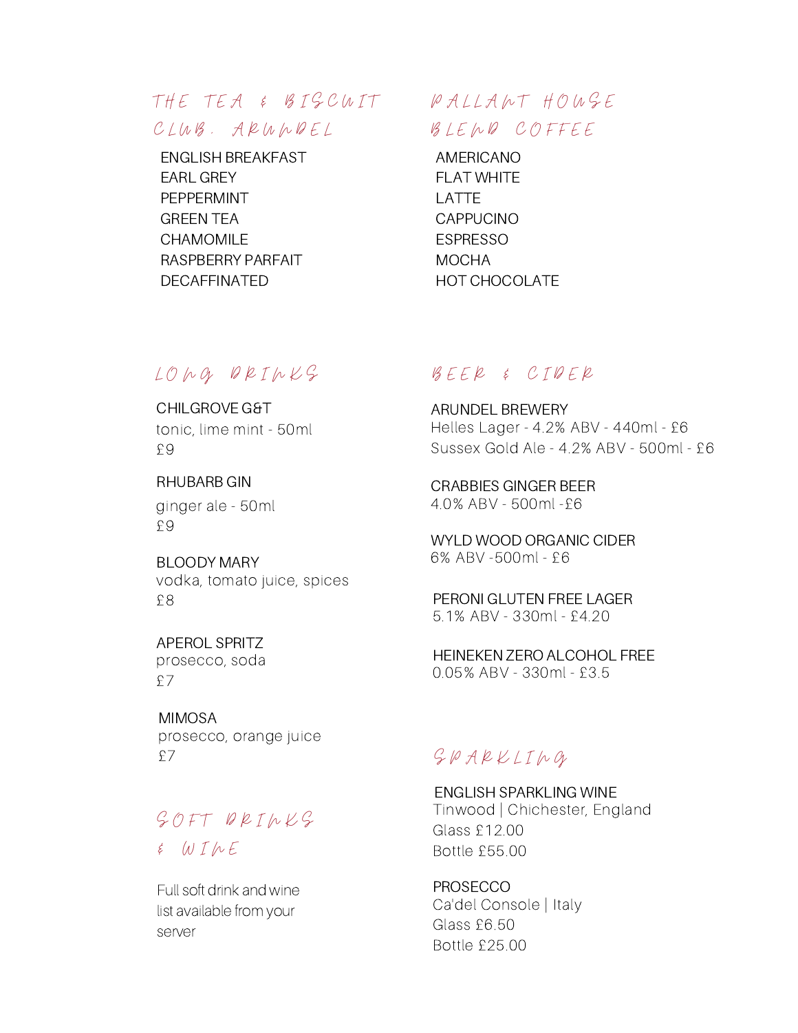## THE TEA & BISCUIT CLUB. ARUNDEL

ENGLISH BREAKFAST
EARL GREY
PEPPERMINT
GREEN TEA
CHAMOMILE
RASPBERRY PARFAIT
DECAFFINATED

## PALLANT HOUSE BLEND COFFEE

AMERICANO
FLAT WHITE
LATTE
CAPPUCINO
ESPRESSO
MOCHA
HOT CHOCOLATE

## LONG DRINKS

CHILGROVE G&T
tonic, lime mint - 50ml
£9

RHUBARB GIN
ginger ale - 50ml
£9

BLOODY MARY
vodka, tomato juice, spices
£8

APEROL SPRITZ
prosecco, soda
£7

MIMOSA
prosecco, orange juice
£7

## SOFT DRINKS & WINE

Full soft drink and wine list available from your server

## BEER & CIDER

ARUNDEL BREWERY
Helles Lager - 4.2% ABV - 440ml - £6
Sussex Gold Ale - 4.2% ABV - 500ml - £6

CRABBIES GINGER BEER
4.0% ABV - 500ml -£6

WYLD WOOD ORGANIC CIDER
6% ABV -500ml - £6

PERONI GLUTEN FREE LAGER
5.1% ABV - 330ml - £4.20

HEINEKEN ZERO ALCOHOL FREE
0.05% ABV - 330ml - £3.5

## SPARKLING

ENGLISH SPARKLING WINE
Tinwood | Chichester, England
Glass £12.00
Bottle £55.00

PROSECCO
Ca'del Console | Italy
Glass £6.50
Bottle £25.00